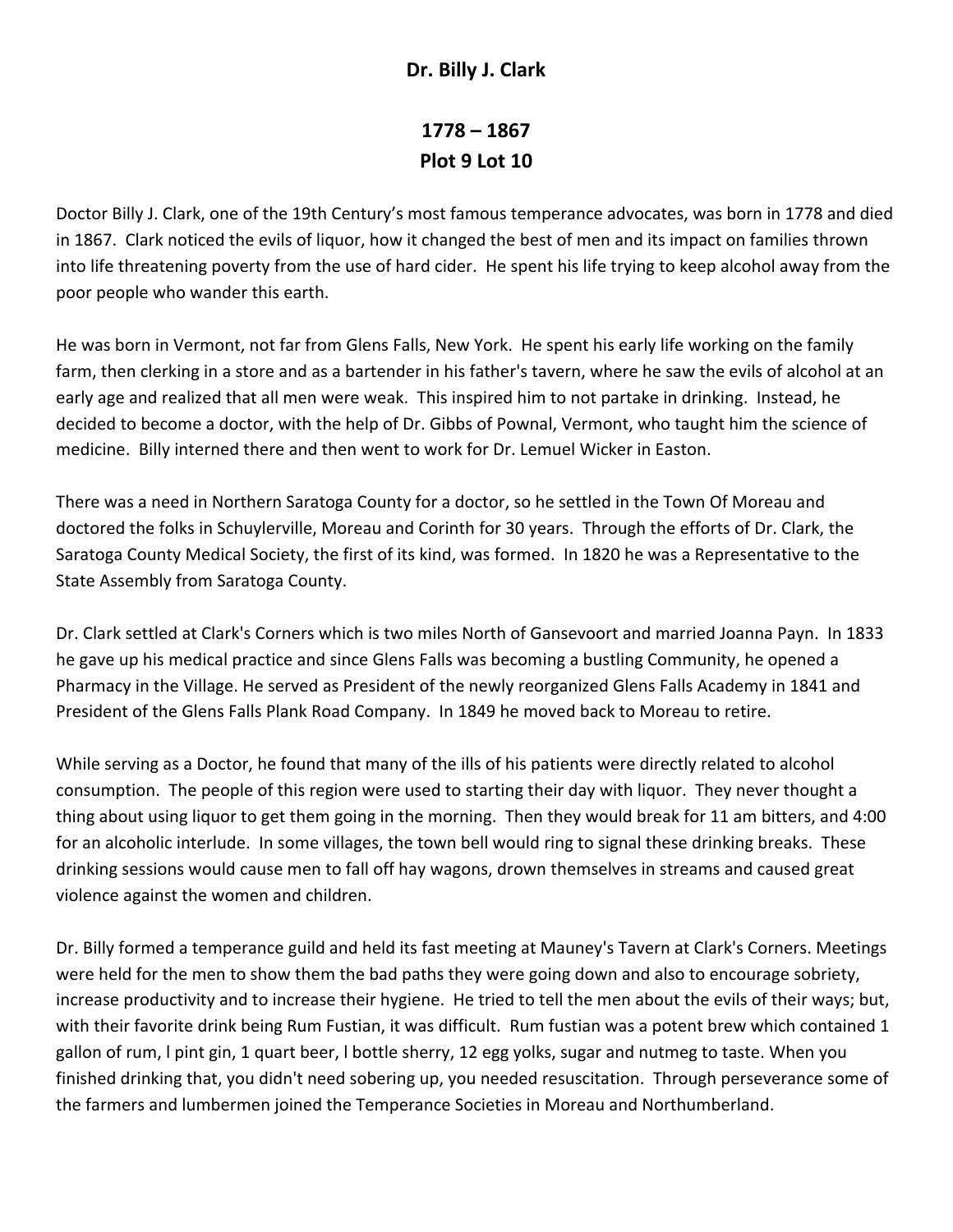**Dr. Billy J. Clark**

**1778 – 1867**
**Plot 9 Lot 10**

Doctor Billy J. Clark, one of the 19th Century's most famous temperance advocates, was born in 1778 and died in 1867. Clark noticed the evils of liquor, how it changed the best of men and its impact on families thrown into life threatening poverty from the use of hard cider. He spent his life trying to keep alcohol away from the poor people who wander this earth.

He was born in Vermont, not far from Glens Falls, New York. He spent his early life working on the family farm, then clerking in a store and as a bartender in his father's tavern, where he saw the evils of alcohol at an early age and realized that all men were weak. This inspired him to not partake in drinking. Instead, he decided to become a doctor, with the help of Dr. Gibbs of Pownal, Vermont, who taught him the science of medicine. Billy interned there and then went to work for Dr. Lemuel Wicker in Easton.

There was a need in Northern Saratoga County for a doctor, so he settled in the Town Of Moreau and doctored the folks in Schuylerville, Moreau and Corinth for 30 years. Through the efforts of Dr. Clark, the Saratoga County Medical Society, the first of its kind, was formed. In 1820 he was a Representative to the State Assembly from Saratoga County.

Dr. Clark settled at Clark's Corners which is two miles North of Gansevoort and married Joanna Payn. In 1833 he gave up his medical practice and since Glens Falls was becoming a bustling Community, he opened a Pharmacy in the Village. He served as President of the newly reorganized Glens Falls Academy in 1841 and President of the Glens Falls Plank Road Company. In 1849 he moved back to Moreau to retire.

While serving as a Doctor, he found that many of the ills of his patients were directly related to alcohol consumption. The people of this region were used to starting their day with liquor. They never thought a thing about using liquor to get them going in the morning. Then they would break for 11 am bitters, and 4:00 for an alcoholic interlude. In some villages, the town bell would ring to signal these drinking breaks. These drinking sessions would cause men to fall off hay wagons, drown themselves in streams and caused great violence against the women and children.

Dr. Billy formed a temperance guild and held its fast meeting at Mauney's Tavern at Clark's Corners. Meetings were held for the men to show them the bad paths they were going down and also to encourage sobriety, increase productivity and to increase their hygiene. He tried to tell the men about the evils of their ways; but, with their favorite drink being Rum Fustian, it was difficult. Rum fustian was a potent brew which contained 1 gallon of rum, l pint gin, 1 quart beer, l bottle sherry, 12 egg yolks, sugar and nutmeg to taste. When you finished drinking that, you didn't need sobering up, you needed resuscitation. Through perseverance some of the farmers and lumbermen joined the Temperance Societies in Moreau and Northumberland.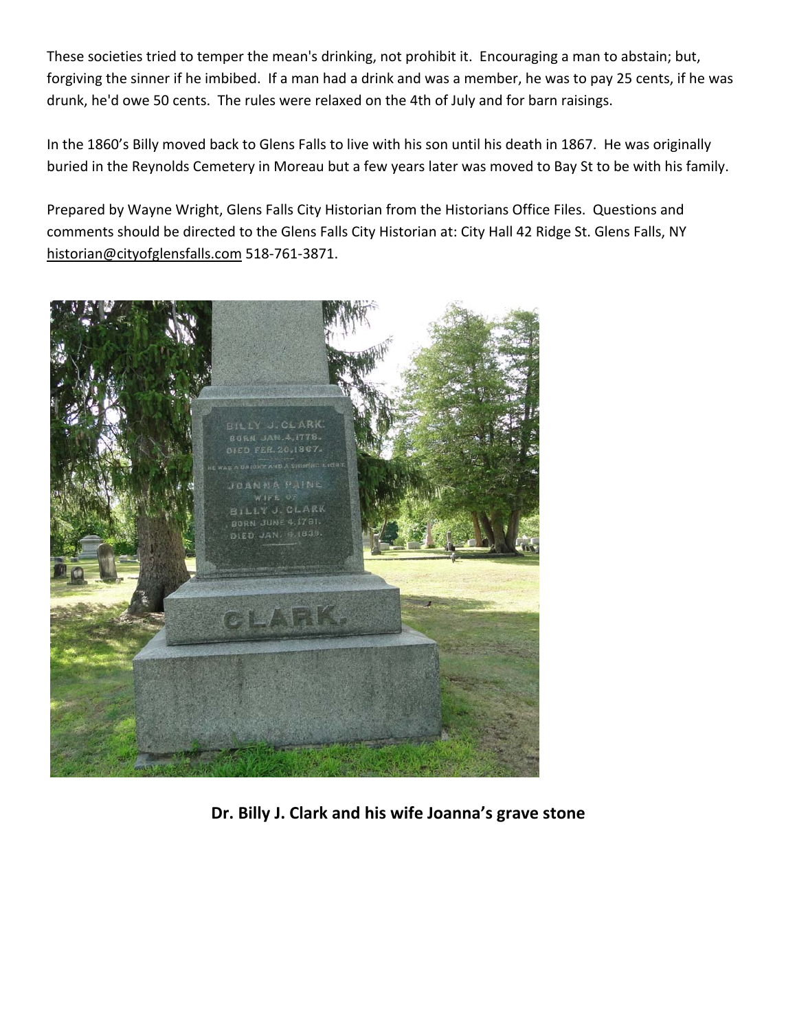These societies tried to temper the mean's drinking, not prohibit it. Encouraging a man to abstain; but, forgiving the sinner if he imbibed. If a man had a drink and was a member, he was to pay 25 cents, if he was drunk, he'd owe 50 cents. The rules were relaxed on the 4th of July and for barn raisings.

In the 1860's Billy moved back to Glens Falls to live with his son until his death in 1867. He was originally buried in the Reynolds Cemetery in Moreau but a few years later was moved to Bay St to be with his family.

Prepared by Wayne Wright, Glens Falls City Historian from the Historians Office Files. Questions and comments should be directed to the Glens Falls City Historian at: City Hall 42 Ridge St. Glens Falls, NY historian@cityofglensfalls.com 518-761-3871.

**Dr. Billy J. Clark and his wife Joanna's grave stone**